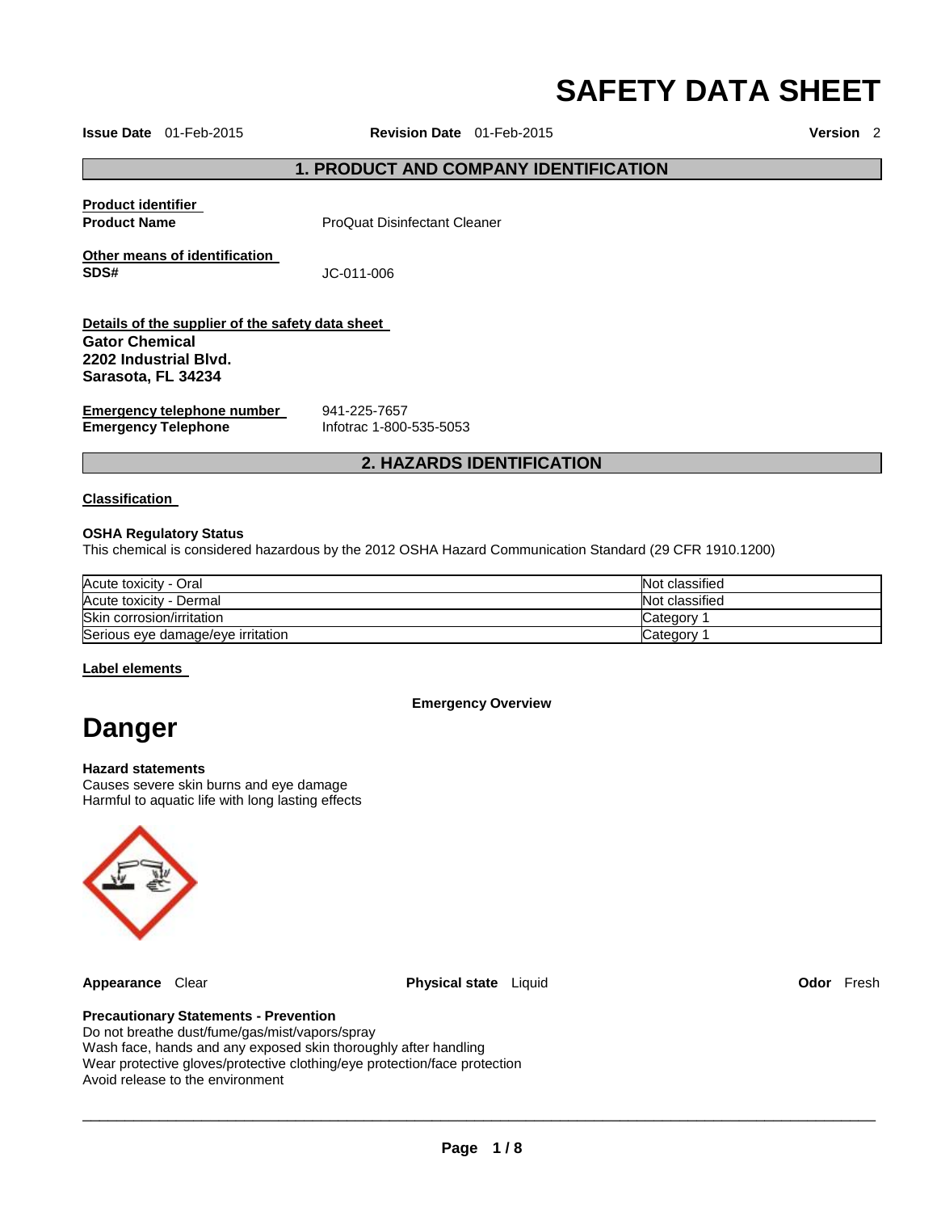# SAFETY DATA SHEET

**Issue Date** 01-Feb-2015 **Revision Date** 01-Feb-2015 **Version** 2

## 1. PRODUCT AND COMPANY IDENTIFICATION

**Product identifier**

**Product Name** ProQuat Disinfectant Cleaner

**Other means of identification**

**SDS#** JC-011-006

**Details of the supplier of the safety data sheet**

**Gator Chemical**
**2202 Industrial Blvd.**
**Sarasota, FL 34234**

**Emergency telephone number** 941-225-7657
**Emergency Telephone** Infotrac 1-800-535-5053

## 2. HAZARDS IDENTIFICATION

**Classification**

**OSHA Regulatory Status**

This chemical is considered hazardous by the 2012 OSHA Hazard Communication Standard (29 CFR 1910.1200)

| | |
|---|---|
| Acute toxicity - Oral | Not classified |
| Acute toxicity - Dermal | Not classified |
| Skin corrosion/irritation | Category 1 |
| Serious eye damage/eye irritation | Category 1 |

**Label elements**

**Emergency Overview**

# Danger

**Hazard statements**

Causes severe skin burns and eye damage
Harmful to aquatic life with long lasting effects

**Appearance** Clear **Physical state** Liquid **Odor** Fresh

**Precautionary Statements - Prevention**

Do not breathe dust/fume/gas/mist/vapors/spray
Wash face, hands and any exposed skin thoroughly after handling
Wear protective gloves/protective clothing/eye protection/face protection
Avoid release to the environment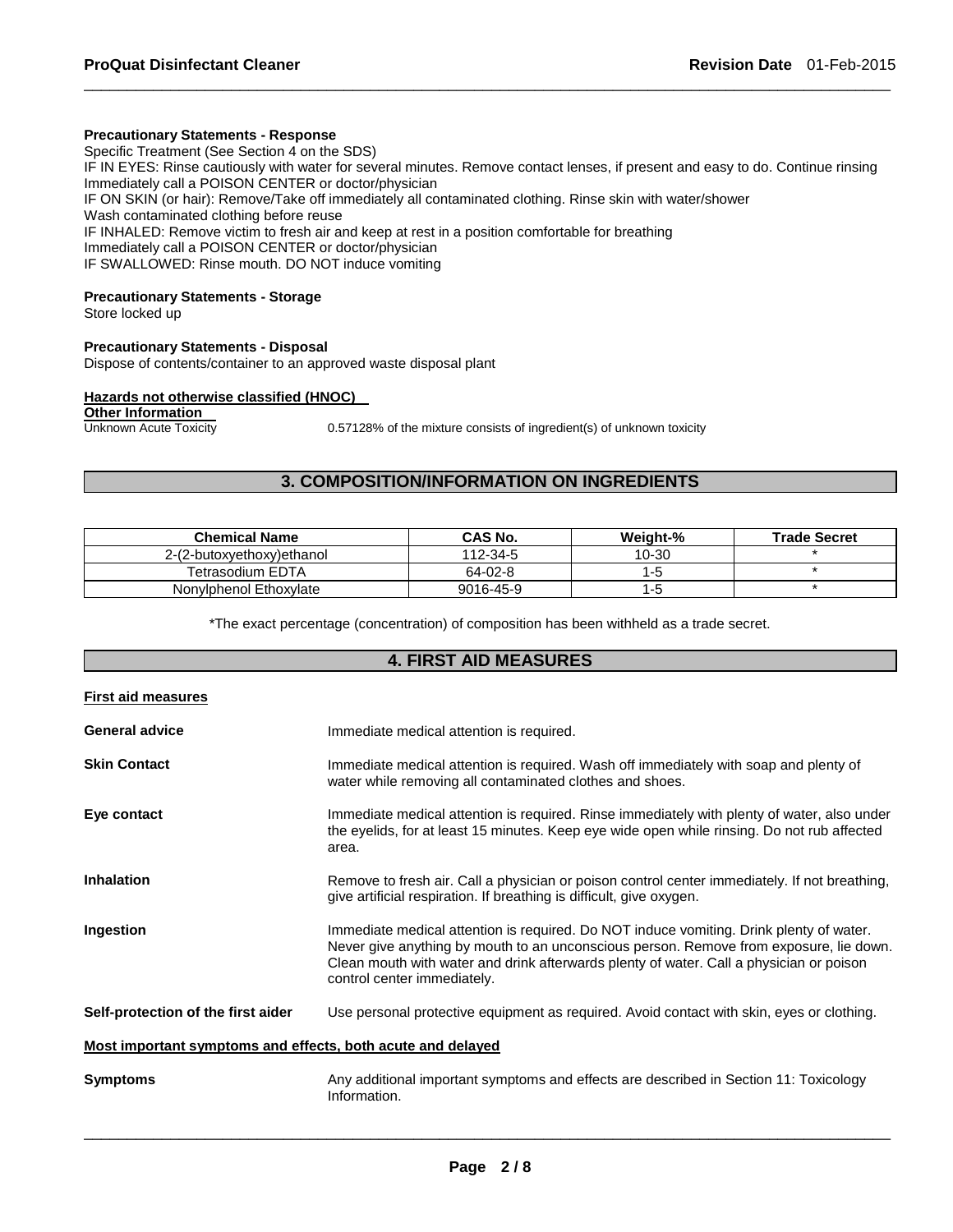**Precautionary Statements - Response**

Specific Treatment (See Section 4 on the SDS)
IF IN EYES: Rinse cautiously with water for several minutes. Remove contact lenses, if present and easy to do. Continue rinsing
Immediately call a POISON CENTER or doctor/physician
IF ON SKIN (or hair): Remove/Take off immediately all contaminated clothing. Rinse skin with water/shower
Wash contaminated clothing before reuse
IF INHALED: Remove victim to fresh air and keep at rest in a position comfortable for breathing
Immediately call a POISON CENTER or doctor/physician
IF SWALLOWED: Rinse mouth. DO NOT induce vomiting

**Precautionary Statements - Storage**

Store locked up

**Precautionary Statements - Disposal**

Dispose of contents/container to an approved waste disposal plant

**Hazards not otherwise classified (HNOC)**

**Other Information**

Unknown Acute Toxicity — 0.57128% of the mixture consists of ingredient(s) of unknown toxicity

## 3. COMPOSITION/INFORMATION ON INGREDIENTS

| Chemical Name | CAS No. | Weight-% | Trade Secret |
|---|---|---|---|
| 2-(2-butoxyethoxy)ethanol | 112-34-5 | 10-30 | * |
| Tetrasodium EDTA | 64-02-8 | 1-5 | * |
| Nonylphenol Ethoxylate | 9016-45-9 | 1-5 | * |

*The exact percentage (concentration) of composition has been withheld as a trade secret.

## 4. FIRST AID MEASURES

**First aid measures**

**General advice** — Immediate medical attention is required.

**Skin Contact** — Immediate medical attention is required. Wash off immediately with soap and plenty of water while removing all contaminated clothes and shoes.

**Eye contact** — Immediate medical attention is required. Rinse immediately with plenty of water, also under the eyelids, for at least 15 minutes. Keep eye wide open while rinsing. Do not rub affected area.

**Inhalation** — Remove to fresh air. Call a physician or poison control center immediately. If not breathing, give artificial respiration. If breathing is difficult, give oxygen.

**Ingestion** — Immediate medical attention is required. Do NOT induce vomiting. Drink plenty of water. Never give anything by mouth to an unconscious person. Remove from exposure, lie down. Clean mouth with water and drink afterwards plenty of water. Call a physician or poison control center immediately.

**Self-protection of the first aider** — Use personal protective equipment as required. Avoid contact with skin, eyes or clothing.

**Most important symptoms and effects, both acute and delayed**

**Symptoms** — Any additional important symptoms and effects are described in Section 11: Toxicology Information.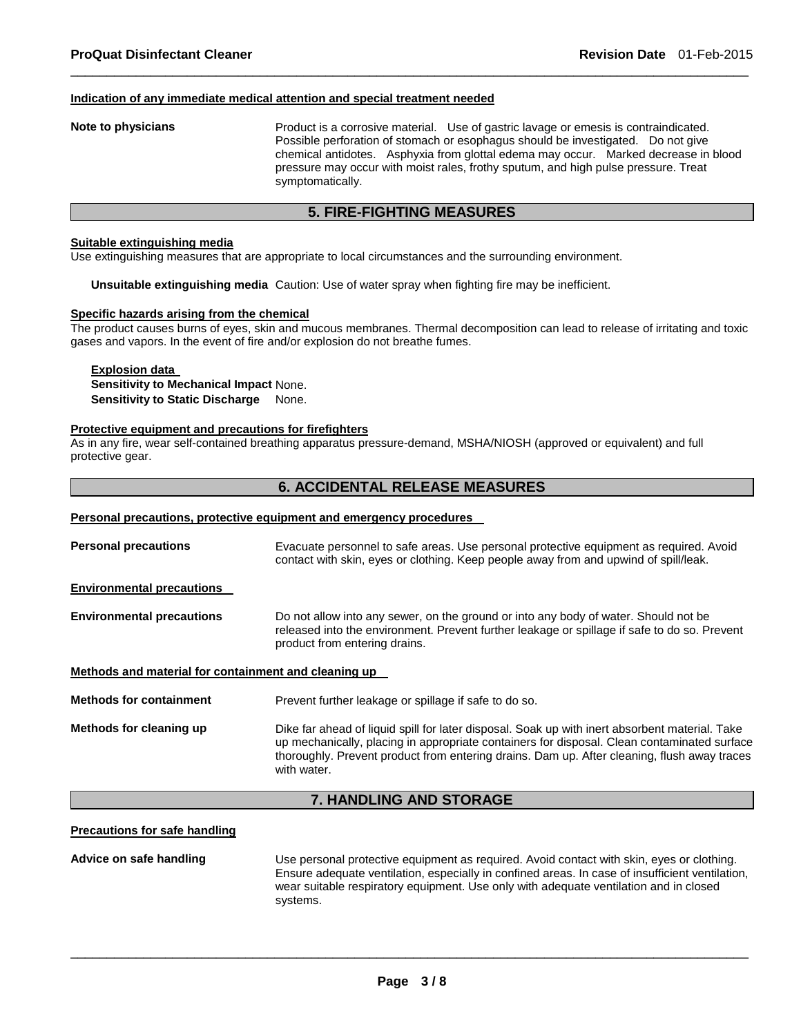#### Indication of any immediate medical attention and special treatment needed

**Note to physicians** Product is a corrosive material. Use of gastric lavage or emesis is contraindicated. Possible perforation of stomach or esophagus should be investigated. Do not give chemical antidotes. Asphyxia from glottal edema may occur. Marked decrease in blood pressure may occur with moist rales, frothy sputum, and high pulse pressure. Treat symptomatically.

## 5. FIRE-FIGHTING MEASURES

#### Suitable extinguishing media

Use extinguishing measures that are appropriate to local circumstances and the surrounding environment.

**Unsuitable extinguishing media** Caution: Use of water spray when fighting fire may be inefficient.

#### Specific hazards arising from the chemical

The product causes burns of eyes, skin and mucous membranes. Thermal decomposition can lead to release of irritating and toxic gases and vapors. In the event of fire and/or explosion do not breathe fumes.

**Explosion data**
**Sensitivity to Mechanical Impact** None.
**Sensitivity to Static Discharge** None.

#### Protective equipment and precautions for firefighters

As in any fire, wear self-contained breathing apparatus pressure-demand, MSHA/NIOSH (approved or equivalent) and full protective gear.

## 6. ACCIDENTAL RELEASE MEASURES

#### Personal precautions, protective equipment and emergency procedures

**Personal precautions** Evacuate personnel to safe areas. Use personal protective equipment as required. Avoid contact with skin, eyes or clothing. Keep people away from and upwind of spill/leak.

#### Environmental precautions

**Environmental precautions** Do not allow into any sewer, on the ground or into any body of water. Should not be released into the environment. Prevent further leakage or spillage if safe to do so. Prevent product from entering drains.

#### Methods and material for containment and cleaning up

**Methods for containment** Prevent further leakage or spillage if safe to do so.

**Methods for cleaning up** Dike far ahead of liquid spill for later disposal. Soak up with inert absorbent material. Take up mechanically, placing in appropriate containers for disposal. Clean contaminated surface thoroughly. Prevent product from entering drains. Dam up. After cleaning, flush away traces with water.

## 7. HANDLING AND STORAGE

#### Precautions for safe handling

**Advice on safe handling** Use personal protective equipment as required. Avoid contact with skin, eyes or clothing. Ensure adequate ventilation, especially in confined areas. In case of insufficient ventilation, wear suitable respiratory equipment. Use only with adequate ventilation and in closed systems.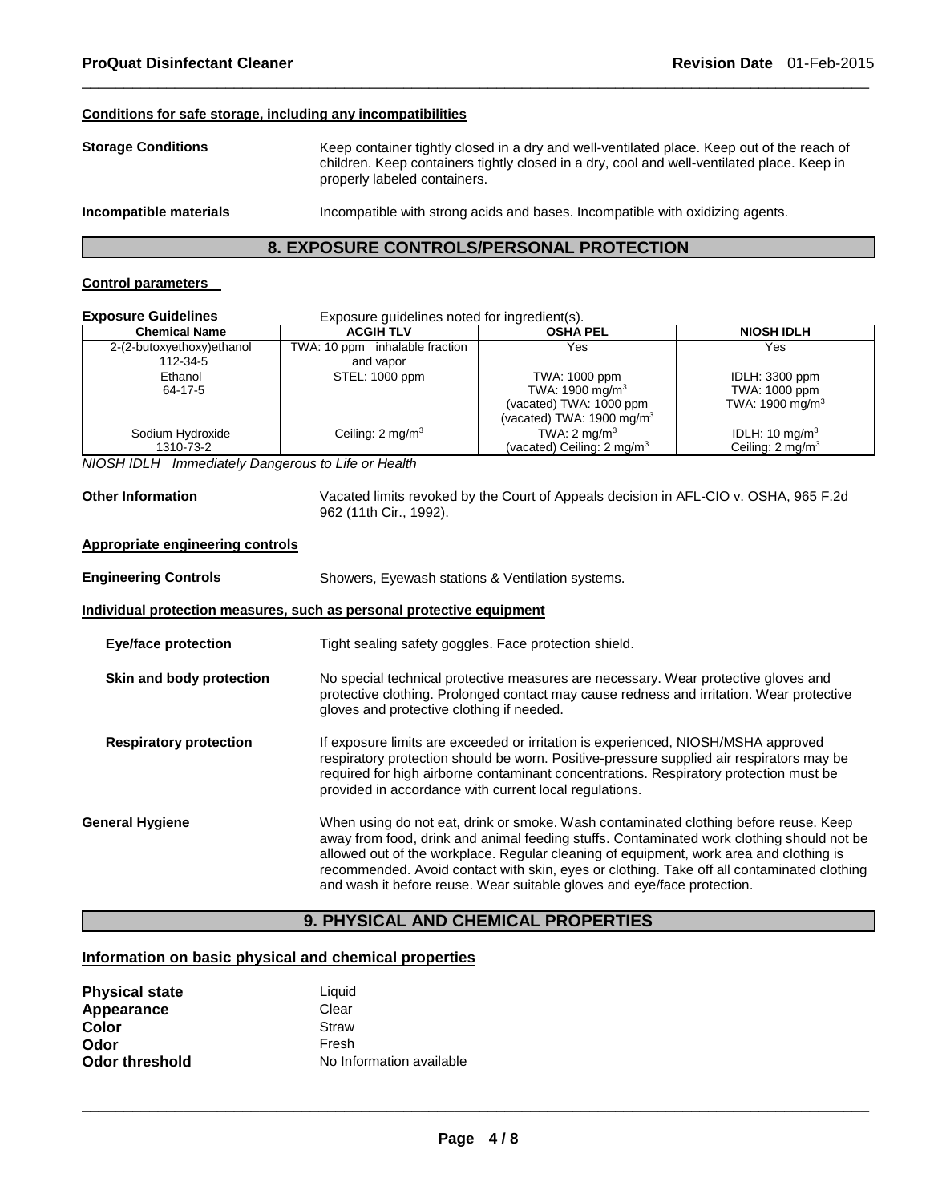**Conditions for safe storage, including any incompatibilities**

**Storage Conditions** Keep container tightly closed in a dry and well-ventilated place. Keep out of the reach of children. Keep containers tightly closed in a dry, cool and well-ventilated place. Keep in properly labeled containers.

**Incompatible materials** Incompatible with strong acids and bases. Incompatible with oxidizing agents.

## 8. EXPOSURE CONTROLS/PERSONAL PROTECTION

**Control parameters**

**Exposure Guidelines** Exposure guidelines noted for ingredient(s).

| Chemical Name | ACGIH TLV | OSHA PEL | NIOSH IDLH |
|---|---|---|---|
| 2-(2-butoxyethoxy)ethanol<br>112-34-5 | TWA: 10 ppm inhalable fraction and vapor | Yes | Yes |
| Ethanol<br>64-17-5 | STEL: 1000 ppm | TWA: 1000 ppm<br>TWA: 1900 mg/m$^3$<br>(vacated) TWA: 1000 ppm<br>(vacated) TWA: 1900 mg/m$^3$ | IDLH: 3300 ppm<br>TWA: 1000 ppm<br>TWA: 1900 mg/m$^3$ |
| Sodium Hydroxide<br>1310-73-2 | Ceiling: 2 mg/m$^3$ | TWA: 2 mg/m$^3$<br>(vacated) Ceiling: 2 mg/m$^3$ | IDLH: 10 mg/m$^3$<br>Ceiling: 2 mg/m$^3$ |

*NIOSH IDLH Immediately Dangerous to Life or Health*

**Other Information** Vacated limits revoked by the Court of Appeals decision in AFL-CIO v. OSHA, 965 F.2d 962 (11th Cir., 1992).

**Appropriate engineering controls**

**Engineering Controls** Showers, Eyewash stations & Ventilation systems.

**Individual protection measures, such as personal protective equipment**

**Eye/face protection** Tight sealing safety goggles. Face protection shield.

**Skin and body protection** No special technical protective measures are necessary. Wear protective gloves and protective clothing. Prolonged contact may cause redness and irritation. Wear protective gloves and protective clothing if needed.

**Respiratory protection** If exposure limits are exceeded or irritation is experienced, NIOSH/MSHA approved respiratory protection should be worn. Positive-pressure supplied air respirators may be required for high airborne contaminant concentrations. Respiratory protection must be provided in accordance with current local regulations.

**General Hygiene** When using do not eat, drink or smoke. Wash contaminated clothing before reuse. Keep away from food, drink and animal feeding stuffs. Contaminated work clothing should not be allowed out of the workplace. Regular cleaning of equipment, work area and clothing is recommended. Avoid contact with skin, eyes or clothing. Take off all contaminated clothing and wash it before reuse. Wear suitable gloves and eye/face protection.

## 9. PHYSICAL AND CHEMICAL PROPERTIES

**Information on basic physical and chemical properties**

**Physical state** Liquid
**Appearance** Clear
**Color** Straw
**Odor** Fresh
**Odor threshold** No Information available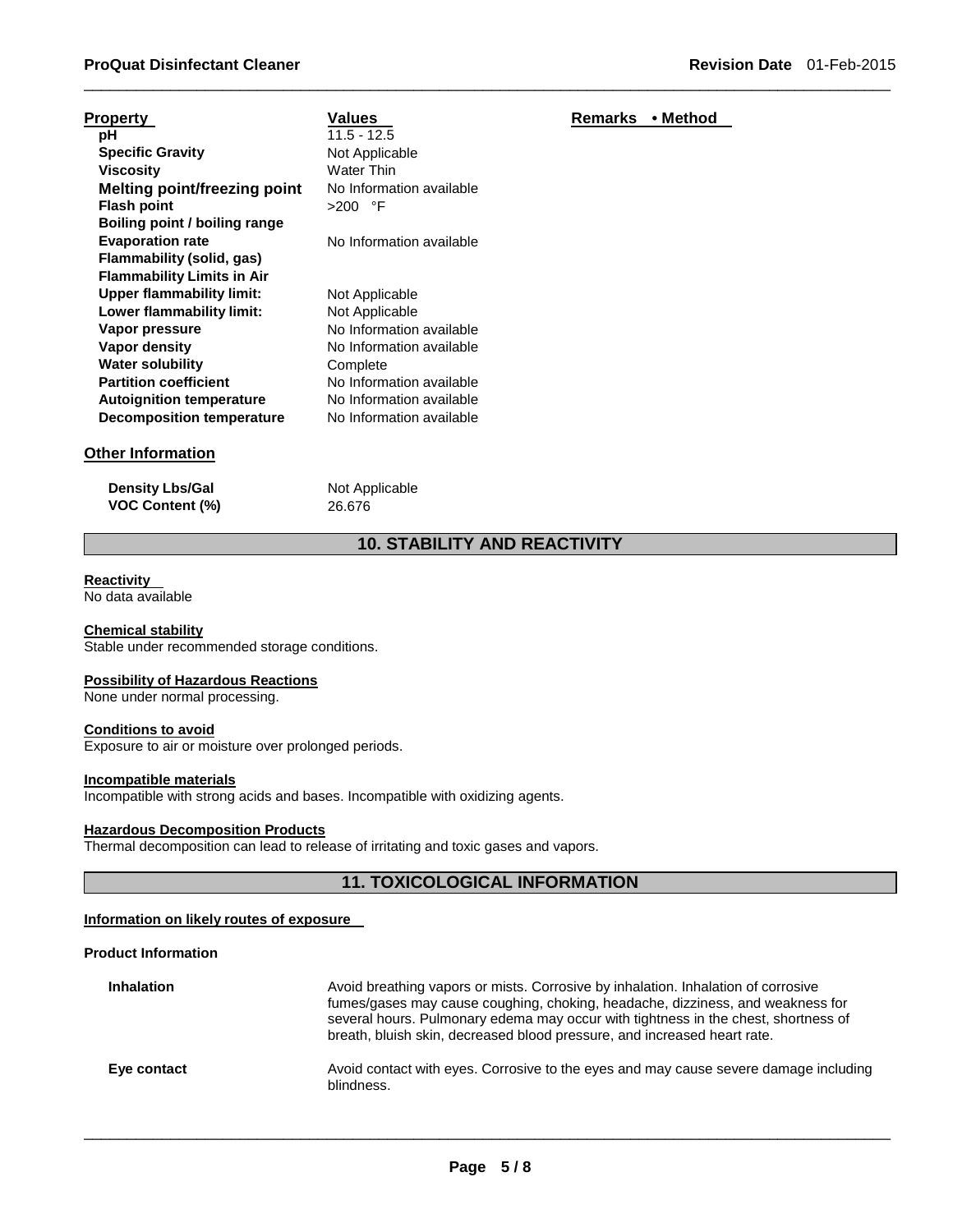| Property | Values | Remarks • Method |
|---|---|---|
| pH | 11.5 - 12.5 | |
| Specific Gravity | Not Applicable | |
| Viscosity | Water Thin | |
| Melting point/freezing point | No Information available | |
| Flash point | >200 °F | |
| Boiling point / boiling range | | |
| Evaporation rate | No Information available | |
| Flammability (solid, gas) | | |
| Flammability Limits in Air | | |
| Upper flammability limit: | Not Applicable | |
| Lower flammability limit: | Not Applicable | |
| Vapor pressure | No Information available | |
| Vapor density | No Information available | |
| Water solubility | Complete | |
| Partition coefficient | No Information available | |
| Autoignition temperature | No Information available | |
| Decomposition temperature | No Information available | |

**Other Information**

| | |
|---|---|
| Density Lbs/Gal | Not Applicable |
| VOC Content (%) | 26.676 |

## 10. STABILITY AND REACTIVITY

**Reactivity**
No data available

**Chemical stability**
Stable under recommended storage conditions.

**Possibility of Hazardous Reactions**
None under normal processing.

**Conditions to avoid**
Exposure to air or moisture over prolonged periods.

**Incompatible materials**
Incompatible with strong acids and bases. Incompatible with oxidizing agents.

**Hazardous Decomposition Products**
Thermal decomposition can lead to release of irritating and toxic gases and vapors.

## 11. TOXICOLOGICAL INFORMATION

**Information on likely routes of exposure**

**Product Information**

**Inhalation** Avoid breathing vapors or mists. Corrosive by inhalation. Inhalation of corrosive fumes/gases may cause coughing, choking, headache, dizziness, and weakness for several hours. Pulmonary edema may occur with tightness in the chest, shortness of breath, bluish skin, decreased blood pressure, and increased heart rate.

**Eye contact** Avoid contact with eyes. Corrosive to the eyes and may cause severe damage including blindness.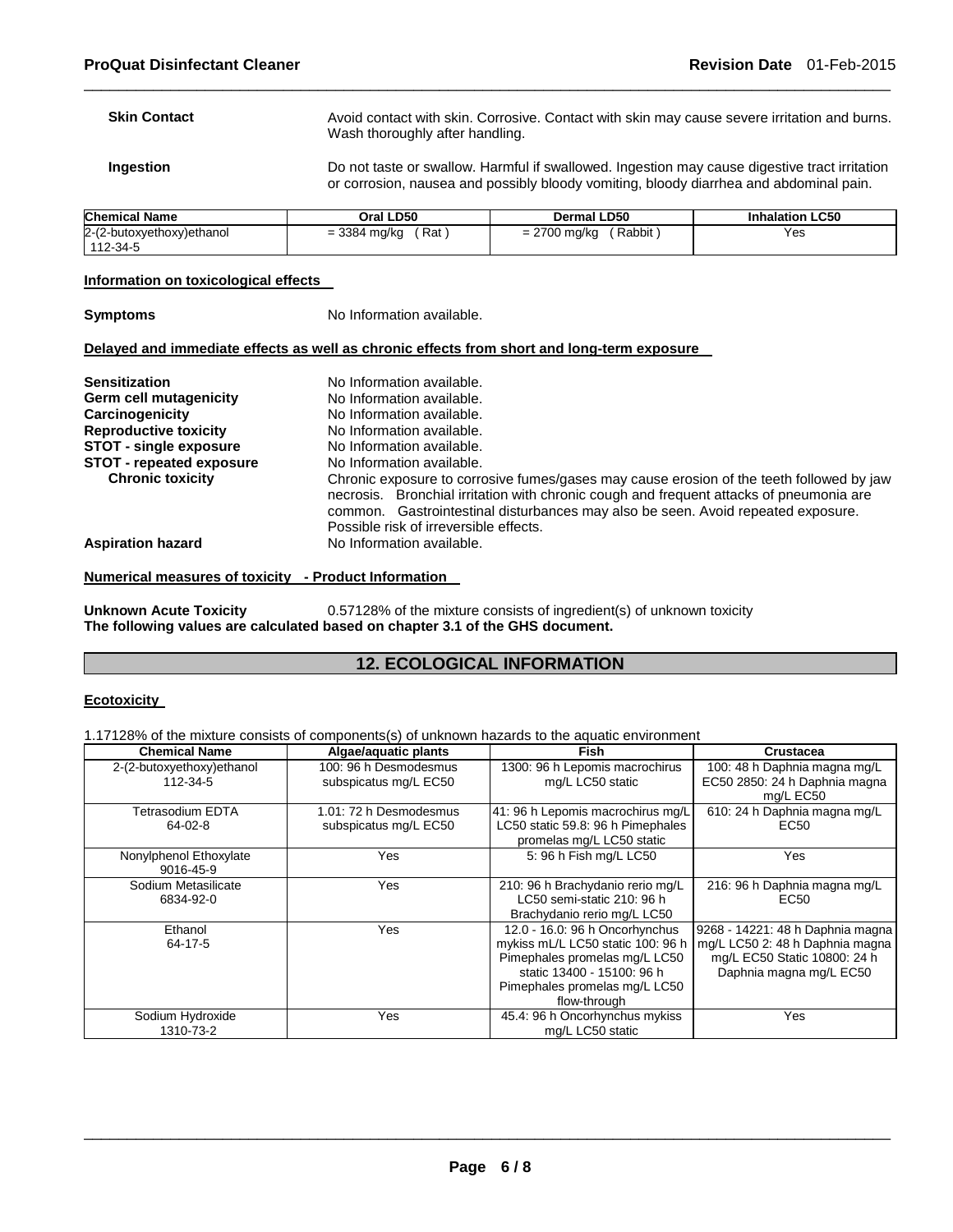**Skin Contact** Avoid contact with skin. Corrosive. Contact with skin may cause severe irritation and burns. Wash thoroughly after handling.

**Ingestion** Do not taste or swallow. Harmful if swallowed. Ingestion may cause digestive tract irritation or corrosion, nausea and possibly bloody vomiting, bloody diarrhea and abdominal pain.

| Chemical Name | Oral LD50 | Dermal LD50 | Inhalation LC50 |
|---|---|---|---|
| 2-(2-butoxyethoxy)ethanol 112-34-5 | = 3384 mg/kg ( Rat ) | = 2700 mg/kg ( Rabbit ) | Yes |

### Information on toxicological effects

**Symptoms** No Information available.

### Delayed and immediate effects as well as chronic effects from short and long-term exposure

**Sensitization** No Information available.
**Germ cell mutagenicity** No Information available.
**Carcinogenicity** No Information available.
**Reproductive toxicity** No Information available.
**STOT - single exposure** No Information available.
**STOT - repeated exposure** No Information available.
**Chronic toxicity** Chronic exposure to corrosive fumes/gases may cause erosion of the teeth followed by jaw necrosis. Bronchial irritation with chronic cough and frequent attacks of pneumonia are common. Gastrointestinal disturbances may also be seen. Avoid repeated exposure. Possible risk of irreversible effects.
**Aspiration hazard** No Information available.

### Numerical measures of toxicity - Product Information

**Unknown Acute Toxicity** 0.57128% of the mixture consists of ingredient(s) of unknown toxicity
**The following values are calculated based on chapter 3.1 of the GHS document.**

## 12. ECOLOGICAL INFORMATION

### Ecotoxicity

1.17128% of the mixture consists of components(s) of unknown hazards to the aquatic environment

| Chemical Name | Algae/aquatic plants | Fish | Crustacea |
|---|---|---|---|
| 2-(2-butoxyethoxy)ethanol 112-34-5 | 100: 96 h Desmodesmus subspicatus mg/L EC50 | 1300: 96 h Lepomis macrochirus mg/L LC50 static | 100: 48 h Daphnia magna mg/L EC50 2850: 24 h Daphnia magna mg/L EC50 |
| Tetrasodium EDTA 64-02-8 | 1.01: 72 h Desmodesmus subspicatus mg/L EC50 | 41: 96 h Lepomis macrochirus mg/L LC50 static 59.8: 96 h Pimephales promelas mg/L LC50 static | 610: 24 h Daphnia magna mg/L EC50 |
| Nonylphenol Ethoxylate 9016-45-9 | Yes | 5: 96 h Fish mg/L LC50 | Yes |
| Sodium Metasilicate 6834-92-0 | Yes | 210: 96 h Brachydanio rerio mg/L LC50 semi-static 210: 96 h Brachydanio rerio mg/L LC50 | 216: 96 h Daphnia magna mg/L EC50 |
| Ethanol 64-17-5 | Yes | 12.0 - 16.0: 96 h Oncorhynchus mykiss mL/L LC50 static 100: 96 h Pimephales promelas mg/L LC50 static 13400 - 15100: 96 h Pimephales promelas mg/L LC50 flow-through | 9268 - 14221: 48 h Daphnia magna mg/L LC50 2: 48 h Daphnia magna mg/L EC50 Static 10800: 24 h Daphnia magna mg/L EC50 |
| Sodium Hydroxide 1310-73-2 | Yes | 45.4: 96 h Oncorhynchus mykiss mg/L LC50 static | Yes |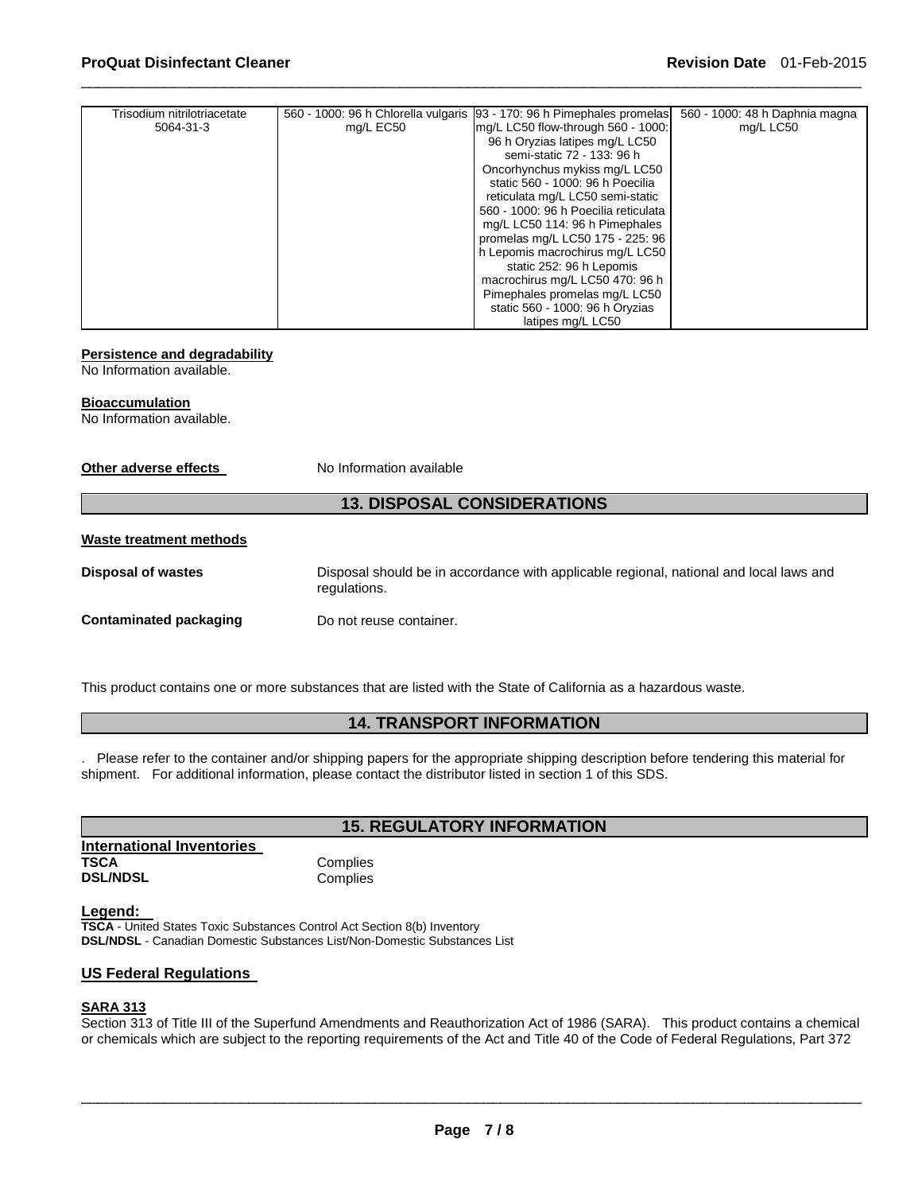| Trisodium nitrilotriacetate 5064-31-3 | 560 - 1000: 96 h Chlorella vulgaris mg/L EC50 | 93 - 170: 96 h Pimephales promelas mg/L LC50 flow-through 560 - 1000: 96 h Oryzias latipes mg/L LC50 semi-static 72 - 133: 96 h Oncorhynchus mykiss mg/L LC50 static 560 - 1000: 96 h Poecilia reticulata mg/L LC50 semi-static 560 - 1000: 96 h Poecilia reticulata mg/L LC50 114: 96 h Pimephales promelas mg/L LC50 175 - 225: 96 h Lepomis macrochirus mg/L LC50 static 252: 96 h Lepomis macrochirus mg/L LC50 470: 96 h Pimephales promelas mg/L LC50 static 560 - 1000: 96 h Oryzias latipes mg/L LC50 | 560 - 1000: 48 h Daphnia magna mg/L LC50 |
|---|---|---|---|

**Persistence and degradability**

No Information available.

**Bioaccumulation**

No Information available.

**Other adverse effects** No Information available

## 13. DISPOSAL CONSIDERATIONS

**Waste treatment methods**

**Disposal of wastes** Disposal should be in accordance with applicable regional, national and local laws and regulations.

**Contaminated packaging** Do not reuse container.

This product contains one or more substances that are listed with the State of California as a hazardous waste.

## 14. TRANSPORT INFORMATION

. Please refer to the container and/or shipping papers for the appropriate shipping description before tendering this material for shipment. For additional information, please contact the distributor listed in section 1 of this SDS.

## 15. REGULATORY INFORMATION

**International Inventories**

**TSCA** Complies
**DSL/NDSL** Complies

**Legend:**

**TSCA** - United States Toxic Substances Control Act Section 8(b) Inventory
**DSL/NDSL** - Canadian Domestic Substances List/Non-Domestic Substances List

**US Federal Regulations**

**SARA 313**

Section 313 of Title III of the Superfund Amendments and Reauthorization Act of 1986 (SARA). This product contains a chemical or chemicals which are subject to the reporting requirements of the Act and Title 40 of the Code of Federal Regulations, Part 372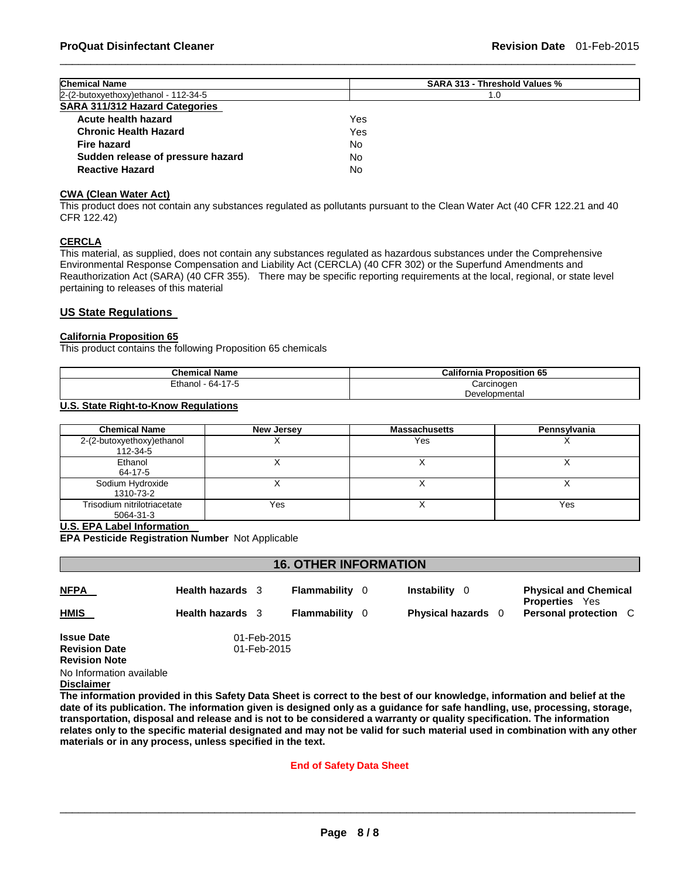| Chemical Name | SARA 313 - Threshold Values % |
|---|---|
| 2-(2-butoxyethoxy)ethanol - 112-34-5 | 1.0 |

**SARA 311/312 Hazard Categories**

| | |
|---|---|
| **Acute health hazard** | Yes |
| **Chronic Health Hazard** | Yes |
| **Fire hazard** | No |
| **Sudden release of pressure hazard** | No |
| **Reactive Hazard** | No |

**CWA (Clean Water Act)**

This product does not contain any substances regulated as pollutants pursuant to the Clean Water Act (40 CFR 122.21 and 40 CFR 122.42)

**CERCLA**

This material, as supplied, does not contain any substances regulated as hazardous substances under the Comprehensive Environmental Response Compensation and Liability Act (CERCLA) (40 CFR 302) or the Superfund Amendments and Reauthorization Act (SARA) (40 CFR 355). There may be specific reporting requirements at the local, regional, or state level pertaining to releases of this material

## US State Regulations

**California Proposition 65**

This product contains the following Proposition 65 chemicals

| Chemical Name | California Proposition 65 |
|---|---|
| Ethanol - 64-17-5 | Carcinogen<br>Developmental |

**U.S. State Right-to-Know Regulations**

| Chemical Name | New Jersey | Massachusetts | Pennsylvania |
|---|---|---|---|
| 2-(2-butoxyethoxy)ethanol<br>112-34-5 | X | Yes | X |
| Ethanol<br>64-17-5 | X | X | X |
| Sodium Hydroxide<br>1310-73-2 | X | X | X |
| Trisodium nitrilotriacetate<br>5064-31-3 | Yes | X | Yes |

**U.S. EPA Label Information**

**EPA Pesticide Registration Number** Not Applicable

## 16. OTHER INFORMATION

| | | | | |
|---|---|---|---|---|
| **NFPA** | **Health hazards** 3 | **Flammability** 0 | **Instability** 0 | **Physical and Chemical Properties** Yes |
| **HMIS** | **Health hazards** 3 | **Flammability** 0 | **Physical hazards** 0 | **Personal protection** C |

**Issue Date** 01-Feb-2015
**Revision Date** 01-Feb-2015
**Revision Note**
No Information available

**Disclaimer**

**The information provided in this Safety Data Sheet is correct to the best of our knowledge, information and belief at the date of its publication. The information given is designed only as a guidance for safe handling, use, processing, storage, transportation, disposal and release and is not to be considered a warranty or quality specification. The information relates only to the specific material designated and may not be valid for such material used in combination with any other materials or in any process, unless specified in the text.**

**End of Safety Data Sheet**